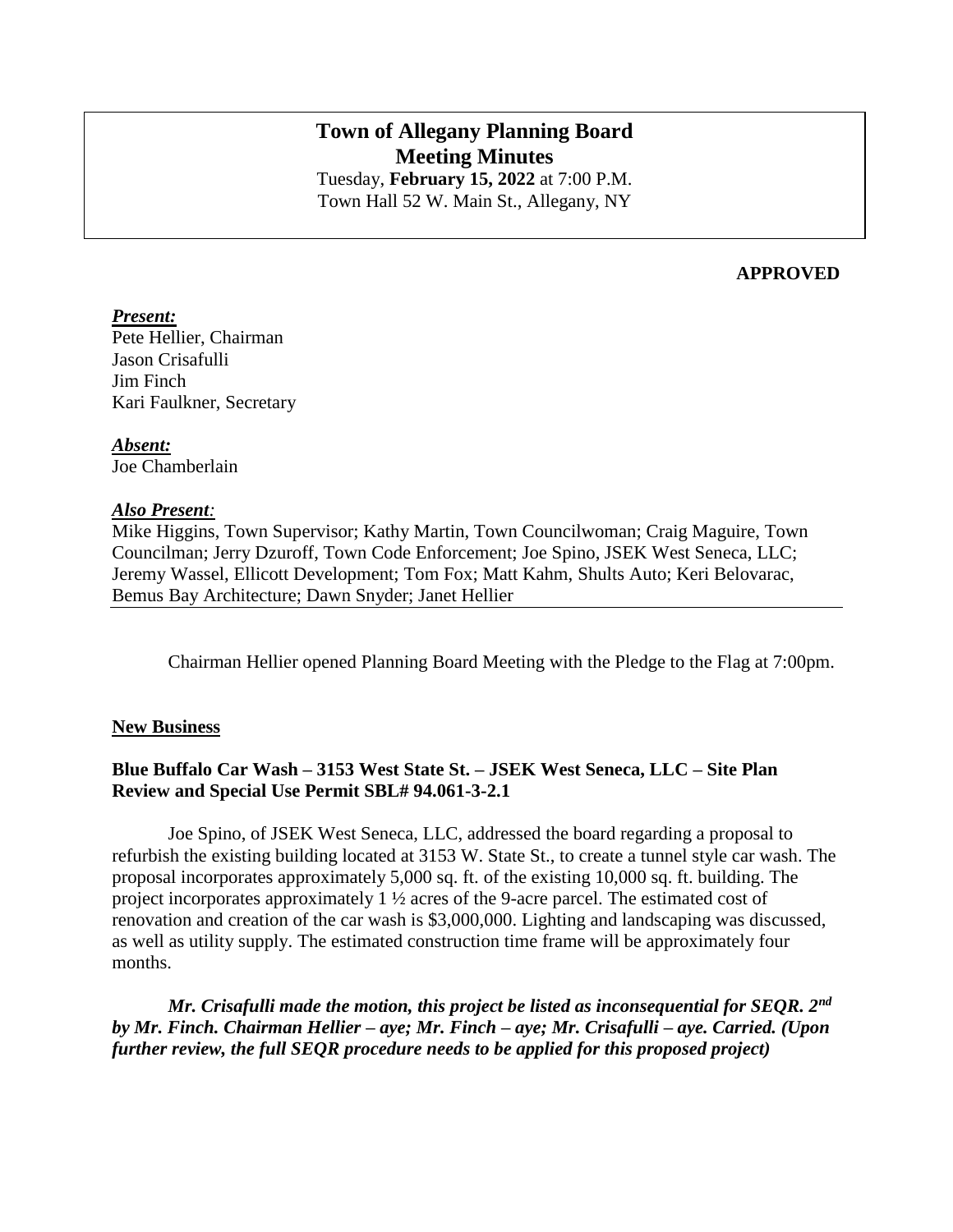# Town of Allegany Planning Board
## Meeting Minutes

Tuesday, **February 15, 2022** at 7:00 P.M.
Town Hall 52 W. Main St., Allegany, NY

**APPROVED**

***Present:***
Pete Hellier, Chairman
Jason Crisafulli
Jim Finch
Kari Faulkner, Secretary

***Absent:***
Joe Chamberlain

***Also Present:***
Mike Higgins, Town Supervisor; Kathy Martin, Town Councilwoman; Craig Maguire, Town Councilman; Jerry Dzuroff, Town Code Enforcement; Joe Spino, JSEK West Seneca, LLC; Jeremy Wassel, Ellicott Development; Tom Fox; Matt Kahm, Shults Auto; Keri Belovarac, Bemus Bay Architecture; Dawn Snyder; Janet Hellier

Chairman Hellier opened Planning Board Meeting with the Pledge to the Flag at 7:00pm.

**New Business**

**Blue Buffalo Car Wash – 3153 West State St. – JSEK West Seneca, LLC – Site Plan Review and Special Use Permit SBL# 94.061-3-2.1**

Joe Spino, of JSEK West Seneca, LLC, addressed the board regarding a proposal to refurbish the existing building located at 3153 W. State St., to create a tunnel style car wash. The proposal incorporates approximately 5,000 sq. ft. of the existing 10,000 sq. ft. building. The project incorporates approximately 1 ½ acres of the 9-acre parcel. The estimated cost of renovation and creation of the car wash is $3,000,000. Lighting and landscaping was discussed, as well as utility supply. The estimated construction time frame will be approximately four months.

***Mr. Crisafulli made the motion, this project be listed as inconsequential for SEQR. 2nd by Mr. Finch. Chairman Hellier – aye; Mr. Finch – aye; Mr. Crisafulli – aye. Carried. (Upon further review, the full SEQR procedure needs to be applied for this proposed project)***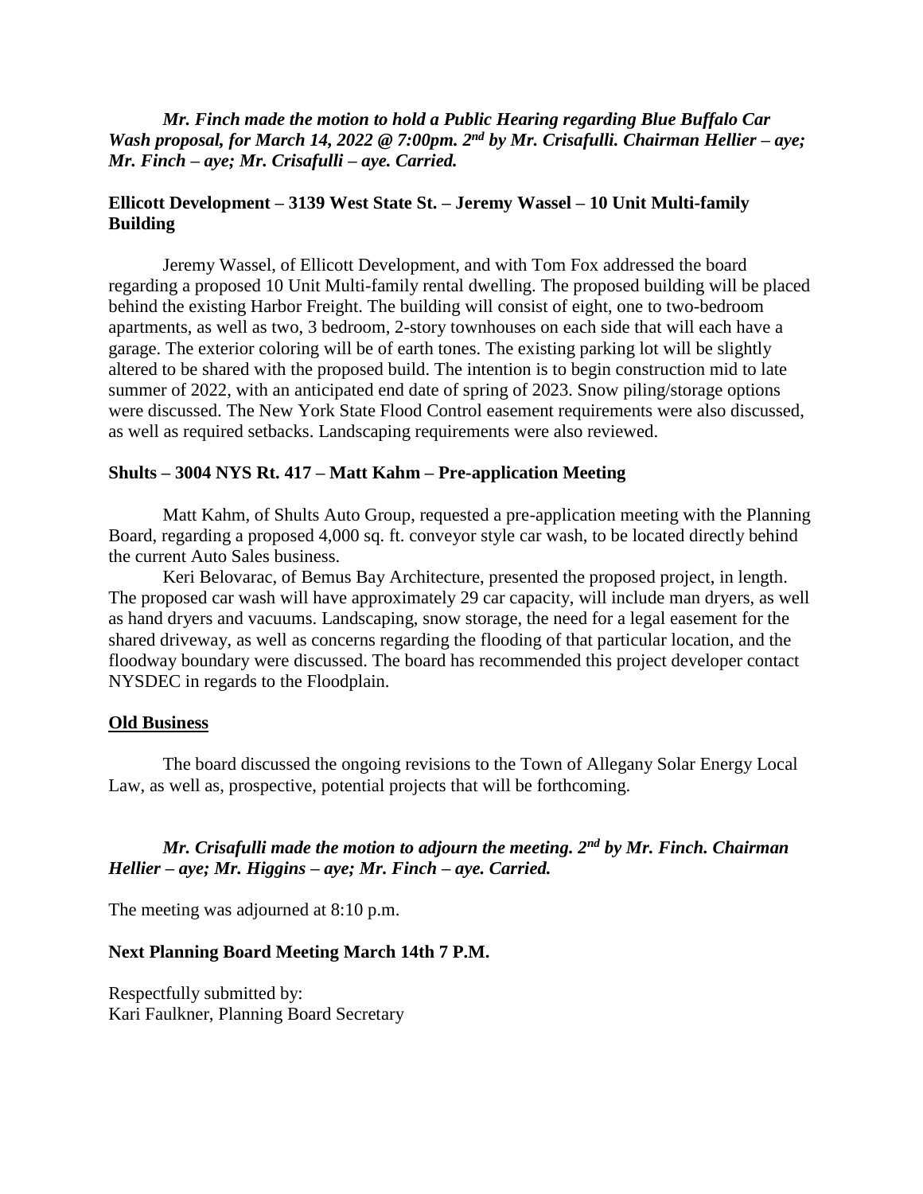***Mr. Finch made the motion to hold a Public Hearing regarding Blue Buffalo Car Wash proposal, for March 14, 2022 @ 7:00pm. 2nd by Mr. Crisafulli. Chairman Hellier – aye; Mr. Finch – aye; Mr. Crisafulli – aye. Carried.***

**Ellicott Development – 3139 West State St. – Jeremy Wassel – 10 Unit Multi-family Building**

Jeremy Wassel, of Ellicott Development, and with Tom Fox addressed the board regarding a proposed 10 Unit Multi-family rental dwelling. The proposed building will be placed behind the existing Harbor Freight. The building will consist of eight, one to two-bedroom apartments, as well as two, 3 bedroom, 2-story townhouses on each side that will each have a garage. The exterior coloring will be of earth tones. The existing parking lot will be slightly altered to be shared with the proposed build. The intention is to begin construction mid to late summer of 2022, with an anticipated end date of spring of 2023. Snow piling/storage options were discussed. The New York State Flood Control easement requirements were also discussed, as well as required setbacks. Landscaping requirements were also reviewed.

**Shults – 3004 NYS Rt. 417 – Matt Kahm – Pre-application Meeting**

Matt Kahm, of Shults Auto Group, requested a pre-application meeting with the Planning Board, regarding a proposed 4,000 sq. ft. conveyor style car wash, to be located directly behind the current Auto Sales business.

Keri Belovarac, of Bemus Bay Architecture, presented the proposed project, in length. The proposed car wash will have approximately 29 car capacity, will include man dryers, as well as hand dryers and vacuums. Landscaping, snow storage, the need for a legal easement for the shared driveway, as well as concerns regarding the flooding of that particular location, and the floodway boundary were discussed. The board has recommended this project developer contact NYSDEC in regards to the Floodplain.

**Old Business**

The board discussed the ongoing revisions to the Town of Allegany Solar Energy Local Law, as well as, prospective, potential projects that will be forthcoming.

***Mr. Crisafulli made the motion to adjourn the meeting. 2nd by Mr. Finch. Chairman Hellier – aye; Mr. Higgins – aye; Mr. Finch – aye. Carried.***

The meeting was adjourned at 8:10 p.m.

**Next Planning Board Meeting March 14th 7 P.M.**

Respectfully submitted by:
Kari Faulkner, Planning Board Secretary